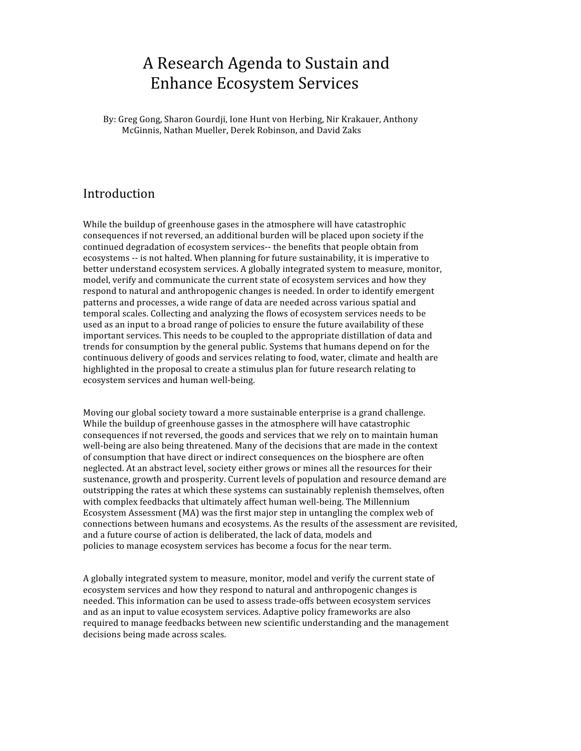# A Research Agenda to Sustain and Enhance Ecosystem Services

By: Greg Gong, Sharon Gourdji, Ione Hunt von Herbing, Nir Krakauer, Anthony McGinnis, Nathan Mueller, Derek Robinson, and David Zaks

## Introduction

While the buildup of greenhouse gases in the atmosphere will have catastrophic consequences if not reversed, an additional burden will be placed upon society if the continued degradation of ecosystem services-- the benefits that people obtain from ecosystems -- is not halted. When planning for future sustainability, it is imperative to better understand ecosystem services. A globally integrated system to measure, monitor, model, verify and communicate the current state of ecosystem services and how they respond to natural and anthropogenic changes is needed. In order to identify emergent patterns and processes, a wide range of data are needed across various spatial and temporal scales. Collecting and analyzing the flows of ecosystem services needs to be used as an input to a broad range of policies to ensure the future availability of these important services. This needs to be coupled to the appropriate distillation of data and trends for consumption by the general public. Systems that humans depend on for the continuous delivery of goods and services relating to food, water, climate and health are highlighted in the proposal to create a stimulus plan for future research relating to ecosystem services and human well-being.

Moving our global society toward a more sustainable enterprise is a grand challenge. While the buildup of greenhouse gasses in the atmosphere will have catastrophic consequences if not reversed, the goods and services that we rely on to maintain human well-being are also being threatened. Many of the decisions that are made in the context of consumption that have direct or indirect consequences on the biosphere are often neglected. At an abstract level, society either grows or mines all the resources for their sustenance, growth and prosperity. Current levels of population and resource demand are outstripping the rates at which these systems can sustainably replenish themselves, often with complex feedbacks that ultimately affect human well-being. The Millennium Ecosystem Assessment (MA) was the first major step in untangling the complex web of connections between humans and ecosystems. As the results of the assessment are revisited, and a future course of action is deliberated, the lack of data, models and policies to manage ecosystem services has become a focus for the near term.

A globally integrated system to measure, monitor, model and verify the current state of ecosystem services and how they respond to natural and anthropogenic changes is needed. This information can be used to assess trade-offs between ecosystem services and as an input to value ecosystem services. Adaptive policy frameworks are also required to manage feedbacks between new scientific understanding and the management decisions being made across scales.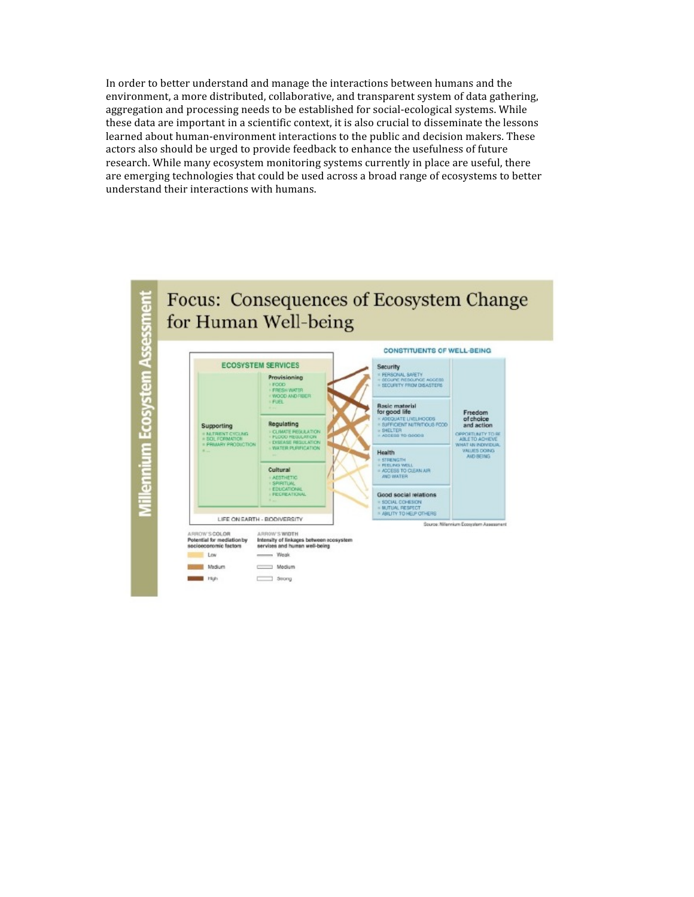In order to better understand and manage the interactions between humans and the environment, a more distributed, collaborative, and transparent system of data gathering, aggregation and processing needs to be established for social-ecological systems. While these data are important in a scientific context, it is also crucial to disseminate the lessons learned about human-environment interactions to the public and decision makers. These actors also should be urged to provide feedback to enhance the usefulness of future research. While many ecosystem monitoring systems currently in place are useful, there are emerging technologies that could be used across a broad range of ecosystems to better understand their interactions with humans.

Millennium Ecosystem Assessment

## Focus: Consequences of Ecosystem Change for Human Well-being

**ECOSYSTEM SERVICES**

**Supporting**
- NUTRIENT CYCLING
- SOIL FORMATION
- PRIMARY PRODUCTION
- ...

**Provisioning**
- FOOD
- FRESH WATER
- WOOD AND FIBER
- FUEL
- ...

**Regulating**
- CLIMATE REGULATION
- FLOOD REGULATION
- DISEASE REGULATION
- WATER PURIFICATION
- ...

**Cultural**
- AESTHETIC
- SPIRITUAL
- EDUCATIONAL
- RECREATIONAL
- ...

LIFE ON EARTH - BIODIVERSITY

**CONSTITUENTS OF WELL-BEING**

**Security**
- PERSONAL SAFETY
- SECURE RESOURCE ACCESS
- SECURITY FROM DISASTERS

**Basic material for good life**
- ADEQUATE LIVELIHOODS
- SUFFICIENT NUTRITIOUS FOOD
- SHELTER
- ACCESS TO GOODS

**Health**
- STRENGTH
- FEELING WELL
- ACCESS TO CLEAN AIR AND WATER

**Good social relations**
- SOCIAL COHESION
- MUTUAL RESPECT
- ABILITY TO HELP OTHERS

**Freedom of choice and action**
OPPORTUNITY TO BE ABLE TO ACHIEVE WHAT AN INDIVIDUAL VALUES DOING AND BEING

ARROW'S COLOR
Potential for mediation by socioeconomic factors
- Low
- Medium
- High

ARROW'S WIDTH
Intensity of linkages between ecosystem services and human well-being
- Weak
- Medium
- Strong

Source: Millennium Ecosystem Assessment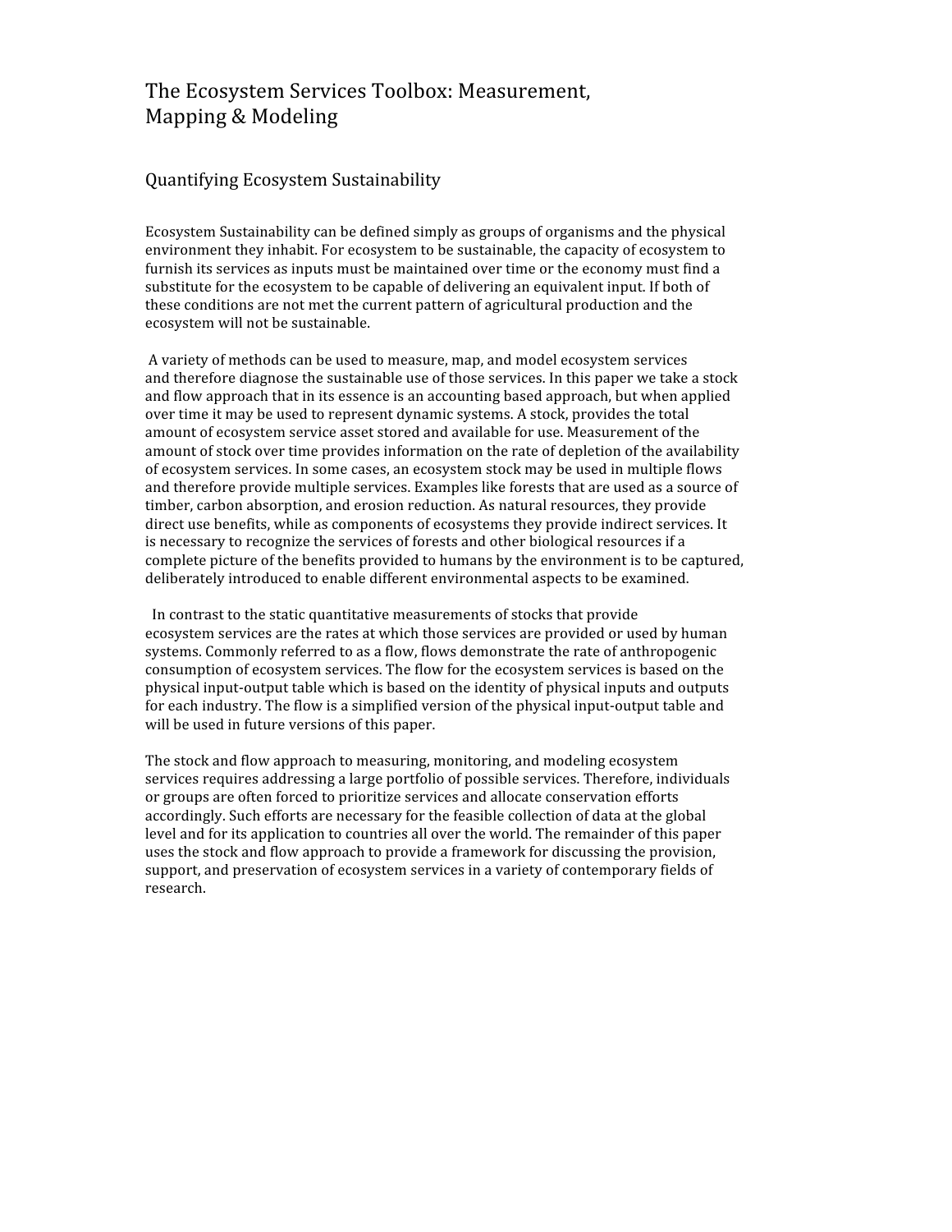# The Ecosystem Services Toolbox: Measurement, Mapping & Modeling

## Quantifying Ecosystem Sustainability

Ecosystem Sustainability can be defined simply as groups of organisms and the physical environment they inhabit. For ecosystem to be sustainable, the capacity of ecosystem to furnish its services as inputs must be maintained over time or the economy must find a substitute for the ecosystem to be capable of delivering an equivalent input. If both of these conditions are not met the current pattern of agricultural production and the ecosystem will not be sustainable.

A variety of methods can be used to measure, map, and model ecosystem services and therefore diagnose the sustainable use of those services. In this paper we take a stock and flow approach that in its essence is an accounting based approach, but when applied over time it may be used to represent dynamic systems. A stock, provides the total amount of ecosystem service asset stored and available for use. Measurement of the amount of stock over time provides information on the rate of depletion of the availability of ecosystem services. In some cases, an ecosystem stock may be used in multiple flows and therefore provide multiple services. Examples like forests that are used as a source of timber, carbon absorption, and erosion reduction. As natural resources, they provide direct use benefits, while as components of ecosystems they provide indirect services. It is necessary to recognize the services of forests and other biological resources if a complete picture of the benefits provided to humans by the environment is to be captured, deliberately introduced to enable different environmental aspects to be examined.

In contrast to the static quantitative measurements of stocks that provide ecosystem services are the rates at which those services are provided or used by human systems. Commonly referred to as a flow, flows demonstrate the rate of anthropogenic consumption of ecosystem services. The flow for the ecosystem services is based on the physical input-output table which is based on the identity of physical inputs and outputs for each industry. The flow is a simplified version of the physical input-output table and will be used in future versions of this paper.

The stock and flow approach to measuring, monitoring, and modeling ecosystem services requires addressing a large portfolio of possible services. Therefore, individuals or groups are often forced to prioritize services and allocate conservation efforts accordingly. Such efforts are necessary for the feasible collection of data at the global level and for its application to countries all over the world. The remainder of this paper uses the stock and flow approach to provide a framework for discussing the provision, support, and preservation of ecosystem services in a variety of contemporary fields of research.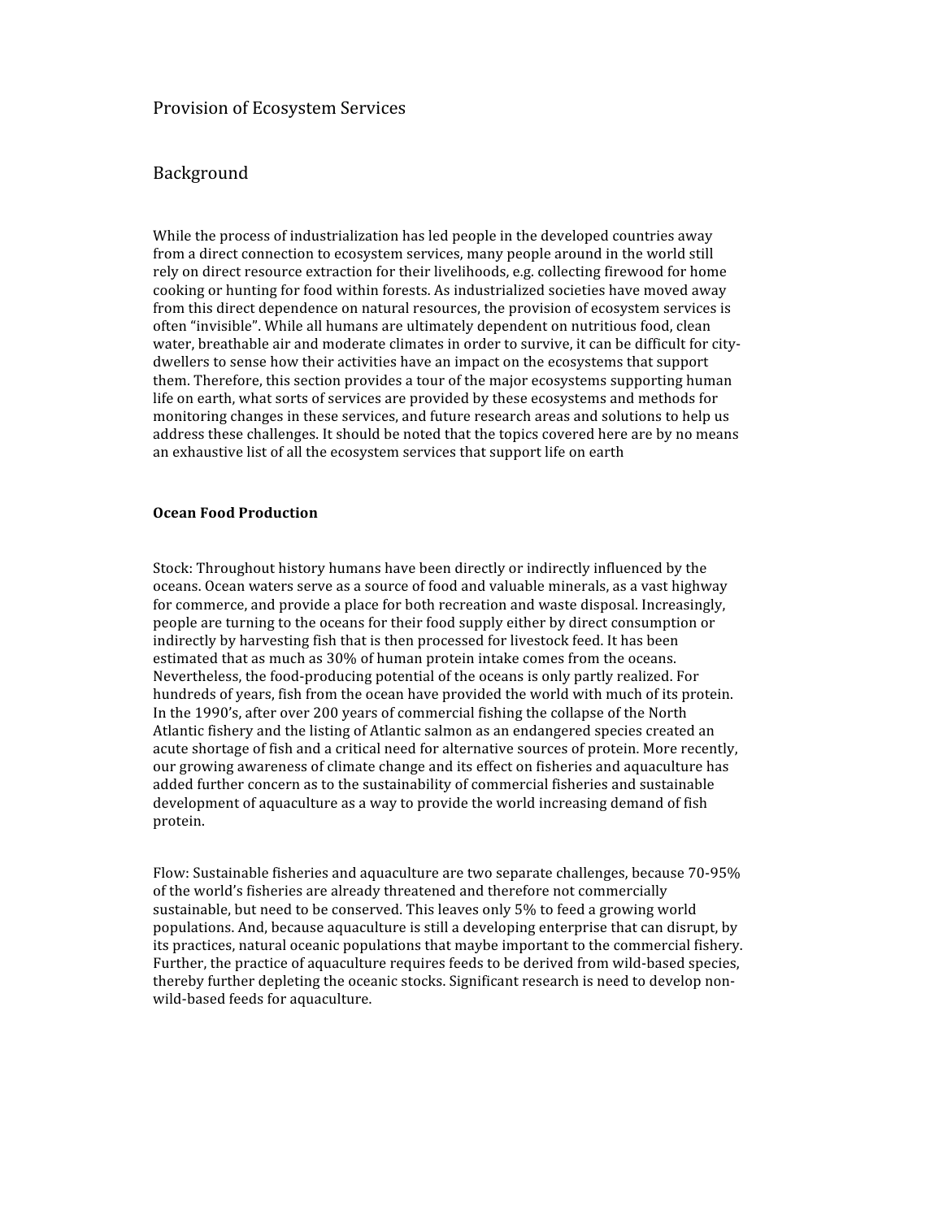# Provision of Ecosystem Services

## Background

While the process of industrialization has led people in the developed countries away from a direct connection to ecosystem services, many people around in the world still rely on direct resource extraction for their livelihoods, e.g. collecting firewood for home cooking or hunting for food within forests. As industrialized societies have moved away from this direct dependence on natural resources, the provision of ecosystem services is often "invisible". While all humans are ultimately dependent on nutritious food, clean water, breathable air and moderate climates in order to survive, it can be difficult for city-dwellers to sense how their activities have an impact on the ecosystems that support them. Therefore, this section provides a tour of the major ecosystems supporting human life on earth, what sorts of services are provided by these ecosystems and methods for monitoring changes in these services, and future research areas and solutions to help us address these challenges. It should be noted that the topics covered here are by no means an exhaustive list of all the ecosystem services that support life on earth

### Ocean Food Production

Stock: Throughout history humans have been directly or indirectly influenced by the oceans. Ocean waters serve as a source of food and valuable minerals, as a vast highway for commerce, and provide a place for both recreation and waste disposal. Increasingly, people are turning to the oceans for their food supply either by direct consumption or indirectly by harvesting fish that is then processed for livestock feed. It has been estimated that as much as 30% of human protein intake comes from the oceans. Nevertheless, the food-producing potential of the oceans is only partly realized. For hundreds of years, fish from the ocean have provided the world with much of its protein. In the 1990's, after over 200 years of commercial fishing the collapse of the North Atlantic fishery and the listing of Atlantic salmon as an endangered species created an acute shortage of fish and a critical need for alternative sources of protein. More recently, our growing awareness of climate change and its effect on fisheries and aquaculture has added further concern as to the sustainability of commercial fisheries and sustainable development of aquaculture as a way to provide the world increasing demand of fish protein.

Flow: Sustainable fisheries and aquaculture are two separate challenges, because 70-95% of the world's fisheries are already threatened and therefore not commercially sustainable, but need to be conserved. This leaves only 5% to feed a growing world populations. And, because aquaculture is still a developing enterprise that can disrupt, by its practices, natural oceanic populations that maybe important to the commercial fishery. Further, the practice of aquaculture requires feeds to be derived from wild-based species, thereby further depleting the oceanic stocks. Significant research is need to develop non-wild-based feeds for aquaculture.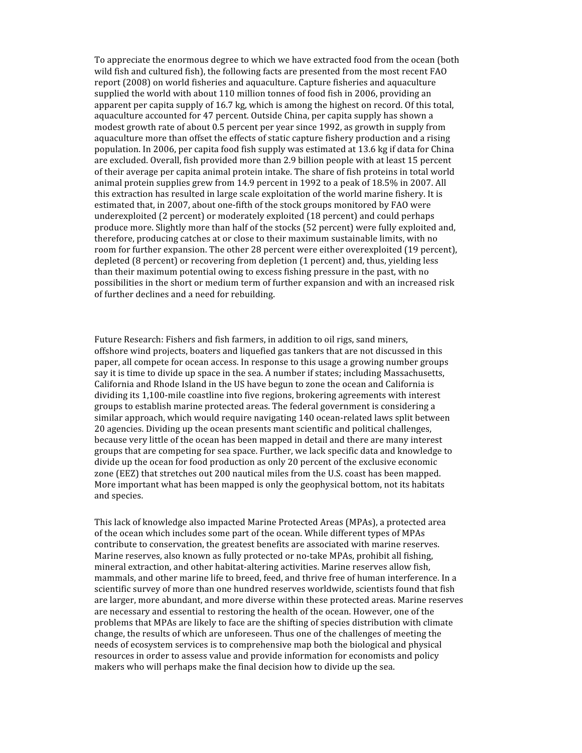To appreciate the enormous degree to which we have extracted food from the ocean (both wild fish and cultured fish), the following facts are presented from the most recent FAO report (2008) on world fisheries and aquaculture. Capture fisheries and aquaculture supplied the world with about 110 million tonnes of food fish in 2006, providing an apparent per capita supply of 16.7 kg, which is among the highest on record. Of this total, aquaculture accounted for 47 percent. Outside China, per capita supply has shown a modest growth rate of about 0.5 percent per year since 1992, as growth in supply from aquaculture more than offset the effects of static capture fishery production and a rising population. In 2006, per capita food fish supply was estimated at 13.6 kg if data for China are excluded. Overall, fish provided more than 2.9 billion people with at least 15 percent of their average per capita animal protein intake. The share of fish proteins in total world animal protein supplies grew from 14.9 percent in 1992 to a peak of 18.5% in 2007. All this extraction has resulted in large scale exploitation of the world marine fishery. It is estimated that, in 2007, about one-fifth of the stock groups monitored by FAO were underexploited (2 percent) or moderately exploited (18 percent) and could perhaps produce more. Slightly more than half of the stocks (52 percent) were fully exploited and, therefore, producing catches at or close to their maximum sustainable limits, with no room for further expansion. The other 28 percent were either overexploited (19 percent), depleted (8 percent) or recovering from depletion (1 percent) and, thus, yielding less than their maximum potential owing to excess fishing pressure in the past, with no possibilities in the short or medium term of further expansion and with an increased risk of further declines and a need for rebuilding.

Future Research: Fishers and fish farmers, in addition to oil rigs, sand miners, offshore wind projects, boaters and liquefied gas tankers that are not discussed in this paper, all compete for ocean access. In response to this usage a growing number groups say it is time to divide up space in the sea. A number if states; including Massachusetts, California and Rhode Island in the US have begun to zone the ocean and California is dividing its 1,100-mile coastline into five regions, brokering agreements with interest groups to establish marine protected areas. The federal government is considering a similar approach, which would require navigating 140 ocean-related laws split between 20 agencies. Dividing up the ocean presents mant scientific and political challenges, because very little of the ocean has been mapped in detail and there are many interest groups that are competing for sea space. Further, we lack specific data and knowledge to divide up the ocean for food production as only 20 percent of the exclusive economic zone (EEZ) that stretches out 200 nautical miles from the U.S. coast has been mapped. More important what has been mapped is only the geophysical bottom, not its habitats and species.

This lack of knowledge also impacted Marine Protected Areas (MPAs), a protected area of the ocean which includes some part of the ocean. While different types of MPAs contribute to conservation, the greatest benefits are associated with marine reserves. Marine reserves, also known as fully protected or no-take MPAs, prohibit all fishing, mineral extraction, and other habitat-altering activities. Marine reserves allow fish, mammals, and other marine life to breed, feed, and thrive free of human interference. In a scientific survey of more than one hundred reserves worldwide, scientists found that fish are larger, more abundant, and more diverse within these protected areas. Marine reserves are necessary and essential to restoring the health of the ocean. However, one of the problems that MPAs are likely to face are the shifting of species distribution with climate change, the results of which are unforeseen. Thus one of the challenges of meeting the needs of ecosystem services is to comprehensive map both the biological and physical resources in order to assess value and provide information for economists and policy makers who will perhaps make the final decision how to divide up the sea.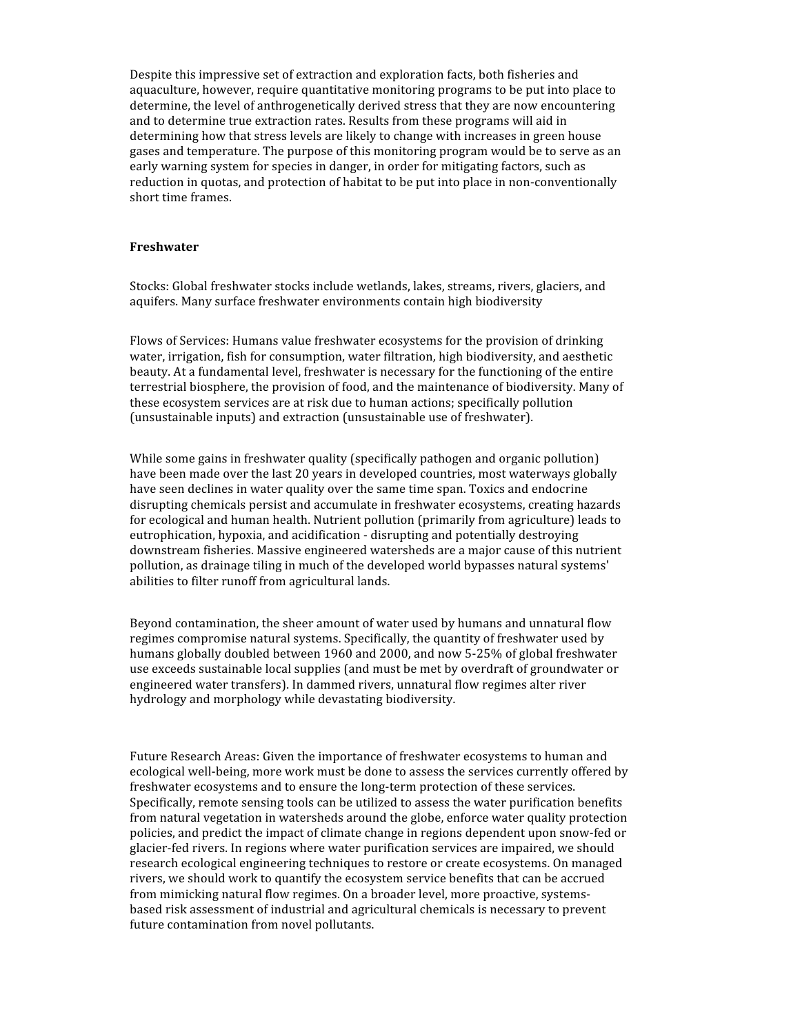Despite this impressive set of extraction and exploration facts, both fisheries and aquaculture, however, require quantitative monitoring programs to be put into place to determine, the level of anthrogenetically derived stress that they are now encountering and to determine true extraction rates. Results from these programs will aid in determining how that stress levels are likely to change with increases in green house gases and temperature. The purpose of this monitoring program would be to serve as an early warning system for species in danger, in order for mitigating factors, such as reduction in quotas, and protection of habitat to be put into place in non-conventionally short time frames.

**Freshwater**

Stocks: Global freshwater stocks include wetlands, lakes, streams, rivers, glaciers, and aquifers. Many surface freshwater environments contain high biodiversity

Flows of Services: Humans value freshwater ecosystems for the provision of drinking water, irrigation, fish for consumption, water filtration, high biodiversity, and aesthetic beauty. At a fundamental level, freshwater is necessary for the functioning of the entire terrestrial biosphere, the provision of food, and the maintenance of biodiversity. Many of these ecosystem services are at risk due to human actions; specifically pollution (unsustainable inputs) and extraction (unsustainable use of freshwater).

While some gains in freshwater quality (specifically pathogen and organic pollution) have been made over the last 20 years in developed countries, most waterways globally have seen declines in water quality over the same time span. Toxics and endocrine disrupting chemicals persist and accumulate in freshwater ecosystems, creating hazards for ecological and human health. Nutrient pollution (primarily from agriculture) leads to eutrophication, hypoxia, and acidification - disrupting and potentially destroying downstream fisheries. Massive engineered watersheds are a major cause of this nutrient pollution, as drainage tiling in much of the developed world bypasses natural systems' abilities to filter runoff from agricultural lands.

Beyond contamination, the sheer amount of water used by humans and unnatural flow regimes compromise natural systems. Specifically, the quantity of freshwater used by humans globally doubled between 1960 and 2000, and now 5-25% of global freshwater use exceeds sustainable local supplies (and must be met by overdraft of groundwater or engineered water transfers). In dammed rivers, unnatural flow regimes alter river hydrology and morphology while devastating biodiversity.

Future Research Areas: Given the importance of freshwater ecosystems to human and ecological well-being, more work must be done to assess the services currently offered by freshwater ecosystems and to ensure the long-term protection of these services. Specifically, remote sensing tools can be utilized to assess the water purification benefits from natural vegetation in watersheds around the globe, enforce water quality protection policies, and predict the impact of climate change in regions dependent upon snow-fed or glacier-fed rivers. In regions where water purification services are impaired, we should research ecological engineering techniques to restore or create ecosystems. On managed rivers, we should work to quantify the ecosystem service benefits that can be accrued from mimicking natural flow regimes. On a broader level, more proactive, systems-based risk assessment of industrial and agricultural chemicals is necessary to prevent future contamination from novel pollutants.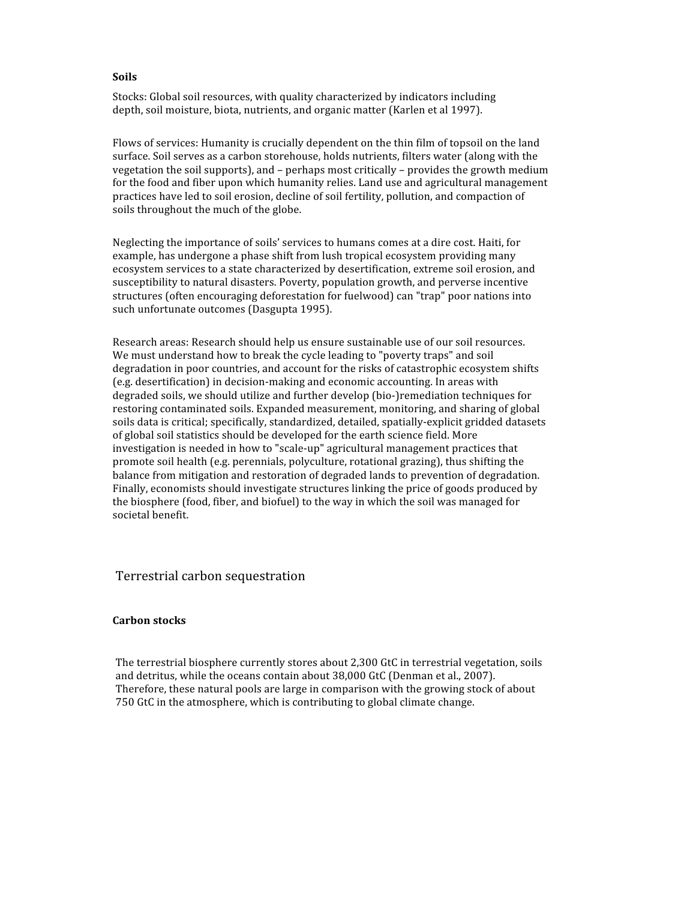**Soils**

Stocks: Global soil resources, with quality characterized by indicators including depth, soil moisture, biota, nutrients, and organic matter (Karlen et al 1997).

Flows of services: Humanity is crucially dependent on the thin film of topsoil on the land surface. Soil serves as a carbon storehouse, holds nutrients, filters water (along with the vegetation the soil supports), and – perhaps most critically – provides the growth medium for the food and fiber upon which humanity relies. Land use and agricultural management practices have led to soil erosion, decline of soil fertility, pollution, and compaction of soils throughout the much of the globe.

Neglecting the importance of soils' services to humans comes at a dire cost. Haiti, for example, has undergone a phase shift from lush tropical ecosystem providing many ecosystem services to a state characterized by desertification, extreme soil erosion, and susceptibility to natural disasters. Poverty, population growth, and perverse incentive structures (often encouraging deforestation for fuelwood) can "trap" poor nations into such unfortunate outcomes (Dasgupta 1995).

Research areas: Research should help us ensure sustainable use of our soil resources. We must understand how to break the cycle leading to "poverty traps" and soil degradation in poor countries, and account for the risks of catastrophic ecosystem shifts (e.g. desertification) in decision-making and economic accounting. In areas with degraded soils, we should utilize and further develop (bio-)remediation techniques for restoring contaminated soils. Expanded measurement, monitoring, and sharing of global soils data is critical; specifically, standardized, detailed, spatially-explicit gridded datasets of global soil statistics should be developed for the earth science field. More investigation is needed in how to "scale-up" agricultural management practices that promote soil health (e.g. perennials, polyculture, rotational grazing), thus shifting the balance from mitigation and restoration of degraded lands to prevention of degradation. Finally, economists should investigate structures linking the price of goods produced by the biosphere (food, fiber, and biofuel) to the way in which the soil was managed for societal benefit.

## Terrestrial carbon sequestration

**Carbon stocks**

The terrestrial biosphere currently stores about 2,300 GtC in terrestrial vegetation, soils and detritus, while the oceans contain about 38,000 GtC (Denman et al., 2007). Therefore, these natural pools are large in comparison with the growing stock of about 750 GtC in the atmosphere, which is contributing to global climate change.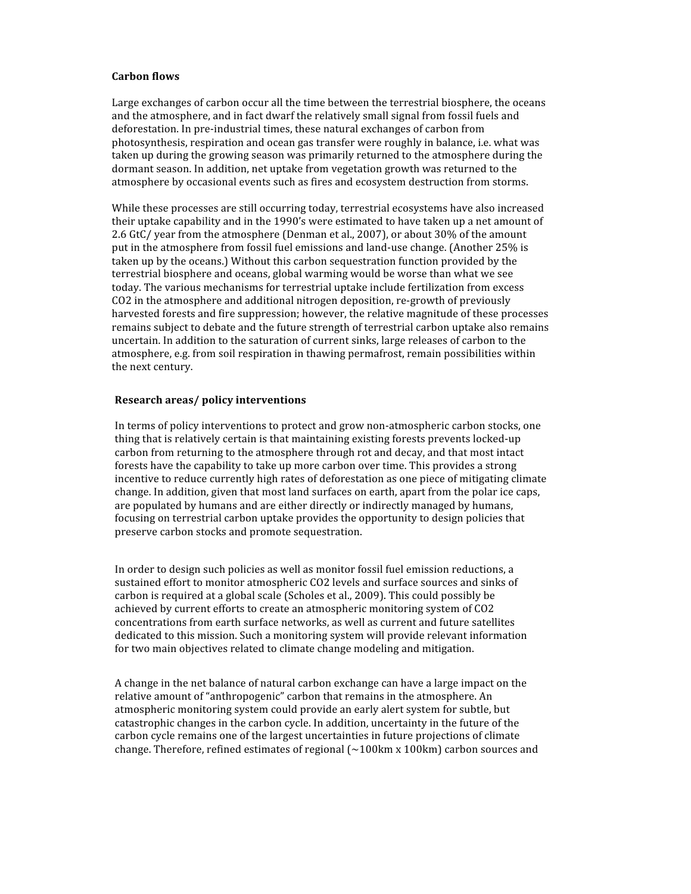**Carbon flows**

Large exchanges of carbon occur all the time between the terrestrial biosphere, the oceans and the atmosphere, and in fact dwarf the relatively small signal from fossil fuels and deforestation. In pre-industrial times, these natural exchanges of carbon from photosynthesis, respiration and ocean gas transfer were roughly in balance, i.e. what was taken up during the growing season was primarily returned to the atmosphere during the dormant season. In addition, net uptake from vegetation growth was returned to the atmosphere by occasional events such as fires and ecosystem destruction from storms.

While these processes are still occurring today, terrestrial ecosystems have also increased their uptake capability and in the 1990's were estimated to have taken up a net amount of 2.6 GtC/ year from the atmosphere (Denman et al., 2007), or about 30% of the amount put in the atmosphere from fossil fuel emissions and land-use change. (Another 25% is taken up by the oceans.) Without this carbon sequestration function provided by the terrestrial biosphere and oceans, global warming would be worse than what we see today. The various mechanisms for terrestrial uptake include fertilization from excess $CO_2$ in the atmosphere and additional nitrogen deposition, re-growth of previously harvested forests and fire suppression; however, the relative magnitude of these processes remains subject to debate and the future strength of terrestrial carbon uptake also remains uncertain. In addition to the saturation of current sinks, large releases of carbon to the atmosphere, e.g. from soil respiration in thawing permafrost, remain possibilities within the next century.

**Research areas/ policy interventions**

In terms of policy interventions to protect and grow non-atmospheric carbon stocks, one thing that is relatively certain is that maintaining existing forests prevents locked-up carbon from returning to the atmosphere through rot and decay, and that most intact forests have the capability to take up more carbon over time. This provides a strong incentive to reduce currently high rates of deforestation as one piece of mitigating climate change. In addition, given that most land surfaces on earth, apart from the polar ice caps, are populated by humans and are either directly or indirectly managed by humans, focusing on terrestrial carbon uptake provides the opportunity to design policies that preserve carbon stocks and promote sequestration.

In order to design such policies as well as monitor fossil fuel emission reductions, a sustained effort to monitor atmospheric $CO_2$ levels and surface sources and sinks of carbon is required at a global scale (Scholes et al., 2009). This could possibly be achieved by current efforts to create an atmospheric monitoring system of $CO_2$ concentrations from earth surface networks, as well as current and future satellites dedicated to this mission. Such a monitoring system will provide relevant information for two main objectives related to climate change modeling and mitigation.

A change in the net balance of natural carbon exchange can have a large impact on the relative amount of "anthropogenic" carbon that remains in the atmosphere. An atmospheric monitoring system could provide an early alert system for subtle, but catastrophic changes in the carbon cycle. In addition, uncertainty in the future of the carbon cycle remains one of the largest uncertainties in future projections of climate change. Therefore, refined estimates of regional (~100km x 100km) carbon sources and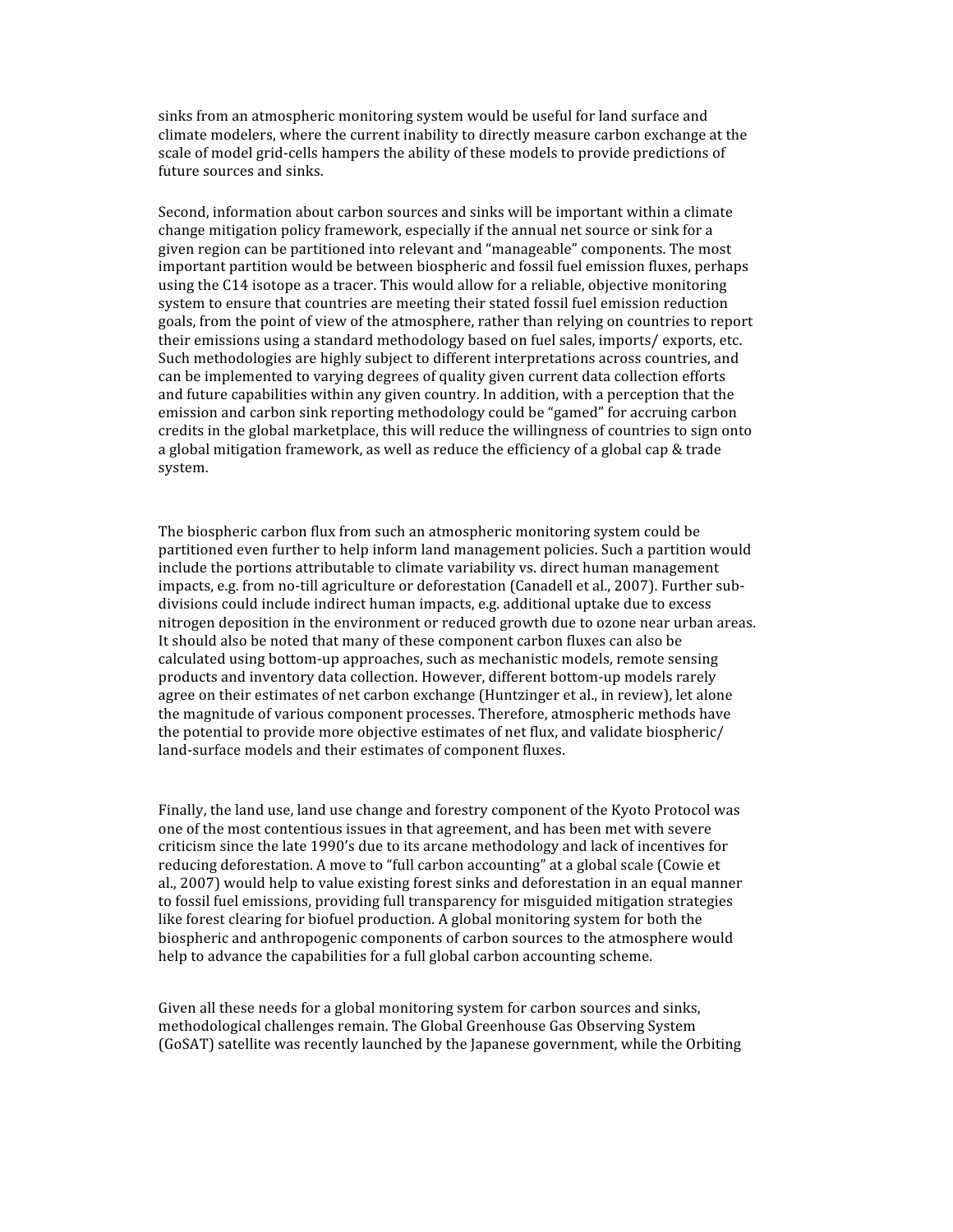sinks from an atmospheric monitoring system would be useful for land surface and climate modelers, where the current inability to directly measure carbon exchange at the scale of model grid-cells hampers the ability of these models to provide predictions of future sources and sinks.

Second, information about carbon sources and sinks will be important within a climate change mitigation policy framework, especially if the annual net source or sink for a given region can be partitioned into relevant and "manageable" components. The most important partition would be between biospheric and fossil fuel emission fluxes, perhaps using the C14 isotope as a tracer. This would allow for a reliable, objective monitoring system to ensure that countries are meeting their stated fossil fuel emission reduction goals, from the point of view of the atmosphere, rather than relying on countries to report their emissions using a standard methodology based on fuel sales, imports/ exports, etc. Such methodologies are highly subject to different interpretations across countries, and can be implemented to varying degrees of quality given current data collection efforts and future capabilities within any given country. In addition, with a perception that the emission and carbon sink reporting methodology could be "gamed" for accruing carbon credits in the global marketplace, this will reduce the willingness of countries to sign onto a global mitigation framework, as well as reduce the efficiency of a global cap & trade system.

The biospheric carbon flux from such an atmospheric monitoring system could be partitioned even further to help inform land management policies. Such a partition would include the portions attributable to climate variability vs. direct human management impacts, e.g. from no-till agriculture or deforestation (Canadell et al., 2007). Further sub-divisions could include indirect human impacts, e.g. additional uptake due to excess nitrogen deposition in the environment or reduced growth due to ozone near urban areas. It should also be noted that many of these component carbon fluxes can also be calculated using bottom-up approaches, such as mechanistic models, remote sensing products and inventory data collection. However, different bottom-up models rarely agree on their estimates of net carbon exchange (Huntzinger et al., in review), let alone the magnitude of various component processes. Therefore, atmospheric methods have the potential to provide more objective estimates of net flux, and validate biospheric/ land-surface models and their estimates of component fluxes.

Finally, the land use, land use change and forestry component of the Kyoto Protocol was one of the most contentious issues in that agreement, and has been met with severe criticism since the late 1990's due to its arcane methodology and lack of incentives for reducing deforestation. A move to "full carbon accounting" at a global scale (Cowie et al., 2007) would help to value existing forest sinks and deforestation in an equal manner to fossil fuel emissions, providing full transparency for misguided mitigation strategies like forest clearing for biofuel production. A global monitoring system for both the biospheric and anthropogenic components of carbon sources to the atmosphere would help to advance the capabilities for a full global carbon accounting scheme.

Given all these needs for a global monitoring system for carbon sources and sinks, methodological challenges remain. The Global Greenhouse Gas Observing System (GoSAT) satellite was recently launched by the Japanese government, while the Orbiting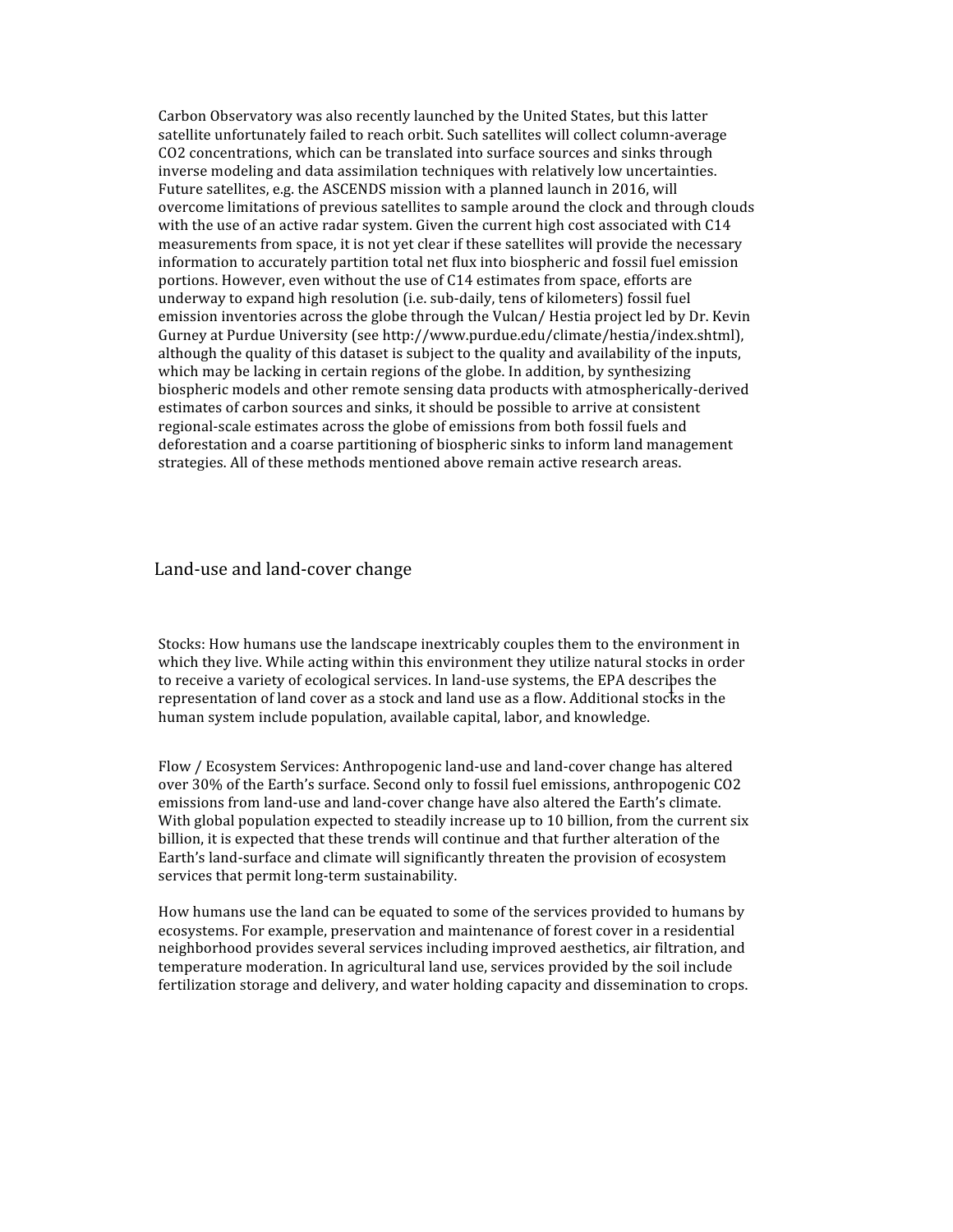Carbon Observatory was also recently launched by the United States, but this latter satellite unfortunately failed to reach orbit. Such satellites will collect column-average $CO_2$ concentrations, which can be translated into surface sources and sinks through inverse modeling and data assimilation techniques with relatively low uncertainties. Future satellites, e.g. the ASCENDS mission with a planned launch in 2016, will overcome limitations of previous satellites to sample around the clock and through clouds with the use of an active radar system. Given the current high cost associated with C14 measurements from space, it is not yet clear if these satellites will provide the necessary information to accurately partition total net flux into biospheric and fossil fuel emission portions. However, even without the use of C14 estimates from space, efforts are underway to expand high resolution (i.e. sub-daily, tens of kilometers) fossil fuel emission inventories across the globe through the Vulcan/ Hestia project led by Dr. Kevin Gurney at Purdue University (see http://www.purdue.edu/climate/hestia/index.shtml), although the quality of this dataset is subject to the quality and availability of the inputs, which may be lacking in certain regions of the globe. In addition, by synthesizing biospheric models and other remote sensing data products with atmospherically-derived estimates of carbon sources and sinks, it should be possible to arrive at consistent regional-scale estimates across the globe of emissions from both fossil fuels and deforestation and a coarse partitioning of biospheric sinks to inform land management strategies. All of these methods mentioned above remain active research areas.

## Land-use and land-cover change

Stocks: How humans use the landscape inextricably couples them to the environment in which they live. While acting within this environment they utilize natural stocks in order to receive a variety of ecological services. In land-use systems, the EPA describes the representation of land cover as a stock and land use as a flow. Additional stocks in the human system include population, available capital, labor, and knowledge.

Flow / Ecosystem Services: Anthropogenic land-use and land-cover change has altered over 30% of the Earth's surface. Second only to fossil fuel emissions, anthropogenic $CO_2$ emissions from land-use and land-cover change have also altered the Earth's climate. With global population expected to steadily increase up to 10 billion, from the current six billion, it is expected that these trends will continue and that further alteration of the Earth's land-surface and climate will significantly threaten the provision of ecosystem services that permit long-term sustainability.

How humans use the land can be equated to some of the services provided to humans by ecosystems. For example, preservation and maintenance of forest cover in a residential neighborhood provides several services including improved aesthetics, air filtration, and temperature moderation. In agricultural land use, services provided by the soil include fertilization storage and delivery, and water holding capacity and dissemination to crops.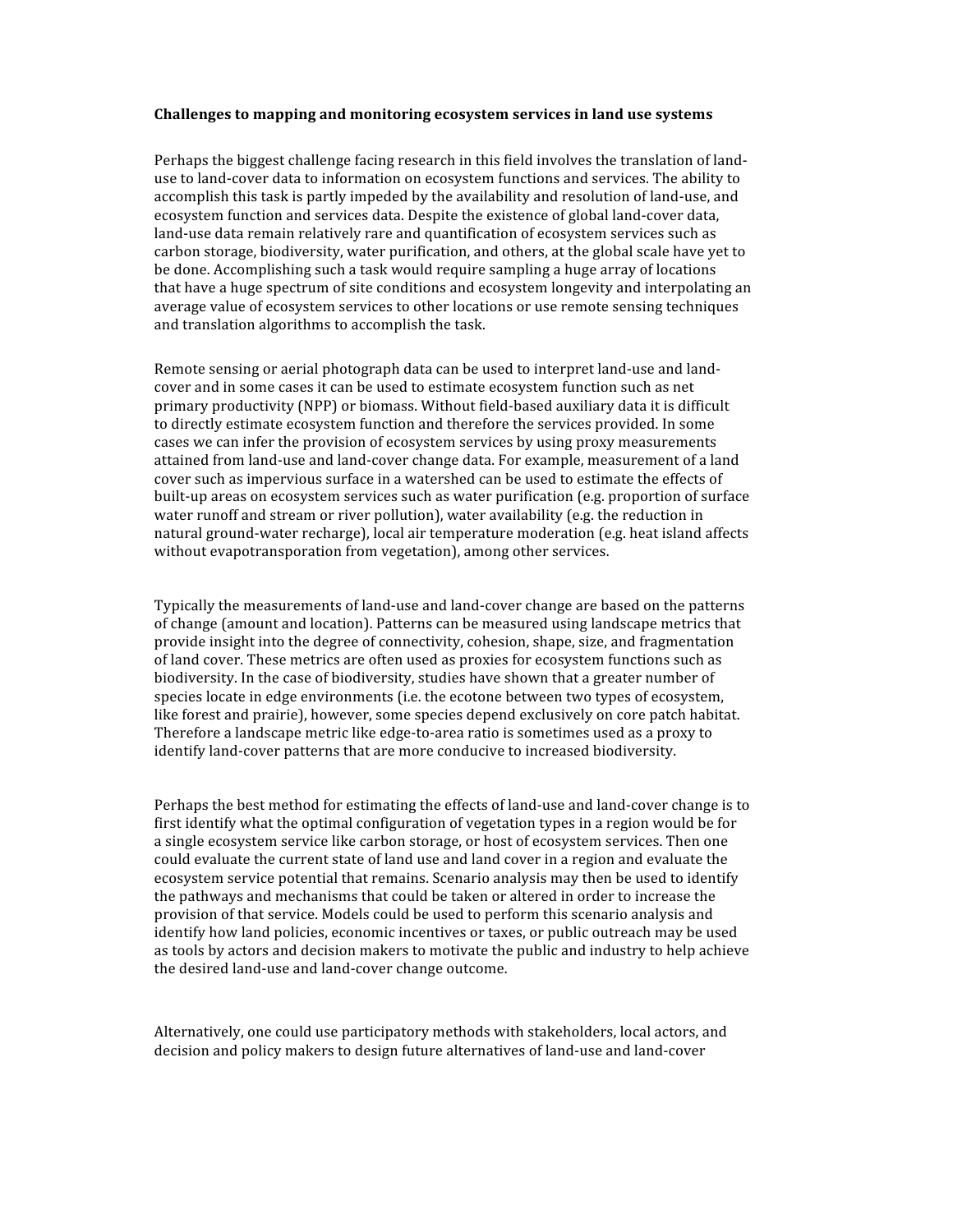**Challenges to mapping and monitoring ecosystem services in land use systems**

Perhaps the biggest challenge facing research in this field involves the translation of land-use to land-cover data to information on ecosystem functions and services. The ability to accomplish this task is partly impeded by the availability and resolution of land-use, and ecosystem function and services data. Despite the existence of global land-cover data, land-use data remain relatively rare and quantification of ecosystem services such as carbon storage, biodiversity, water purification, and others, at the global scale have yet to be done. Accomplishing such a task would require sampling a huge array of locations that have a huge spectrum of site conditions and ecosystem longevity and interpolating an average value of ecosystem services to other locations or use remote sensing techniques and translation algorithms to accomplish the task.

Remote sensing or aerial photograph data can be used to interpret land-use and land-cover and in some cases it can be used to estimate ecosystem function such as net primary productivity (NPP) or biomass. Without field-based auxiliary data it is difficult to directly estimate ecosystem function and therefore the services provided. In some cases we can infer the provision of ecosystem services by using proxy measurements attained from land-use and land-cover change data. For example, measurement of a land cover such as impervious surface in a watershed can be used to estimate the effects of built-up areas on ecosystem services such as water purification (e.g. proportion of surface water runoff and stream or river pollution), water availability (e.g. the reduction in natural ground-water recharge), local air temperature moderation (e.g. heat island affects without evapotransporation from vegetation), among other services.

Typically the measurements of land-use and land-cover change are based on the patterns of change (amount and location). Patterns can be measured using landscape metrics that provide insight into the degree of connectivity, cohesion, shape, size, and fragmentation of land cover. These metrics are often used as proxies for ecosystem functions such as biodiversity. In the case of biodiversity, studies have shown that a greater number of species locate in edge environments (i.e. the ecotone between two types of ecosystem, like forest and prairie), however, some species depend exclusively on core patch habitat. Therefore a landscape metric like edge-to-area ratio is sometimes used as a proxy to identify land-cover patterns that are more conducive to increased biodiversity.

Perhaps the best method for estimating the effects of land-use and land-cover change is to first identify what the optimal configuration of vegetation types in a region would be for a single ecosystem service like carbon storage, or host of ecosystem services. Then one could evaluate the current state of land use and land cover in a region and evaluate the ecosystem service potential that remains. Scenario analysis may then be used to identify the pathways and mechanisms that could be taken or altered in order to increase the provision of that service. Models could be used to perform this scenario analysis and identify how land policies, economic incentives or taxes, or public outreach may be used as tools by actors and decision makers to motivate the public and industry to help achieve the desired land-use and land-cover change outcome.

Alternatively, one could use participatory methods with stakeholders, local actors, and decision and policy makers to design future alternatives of land-use and land-cover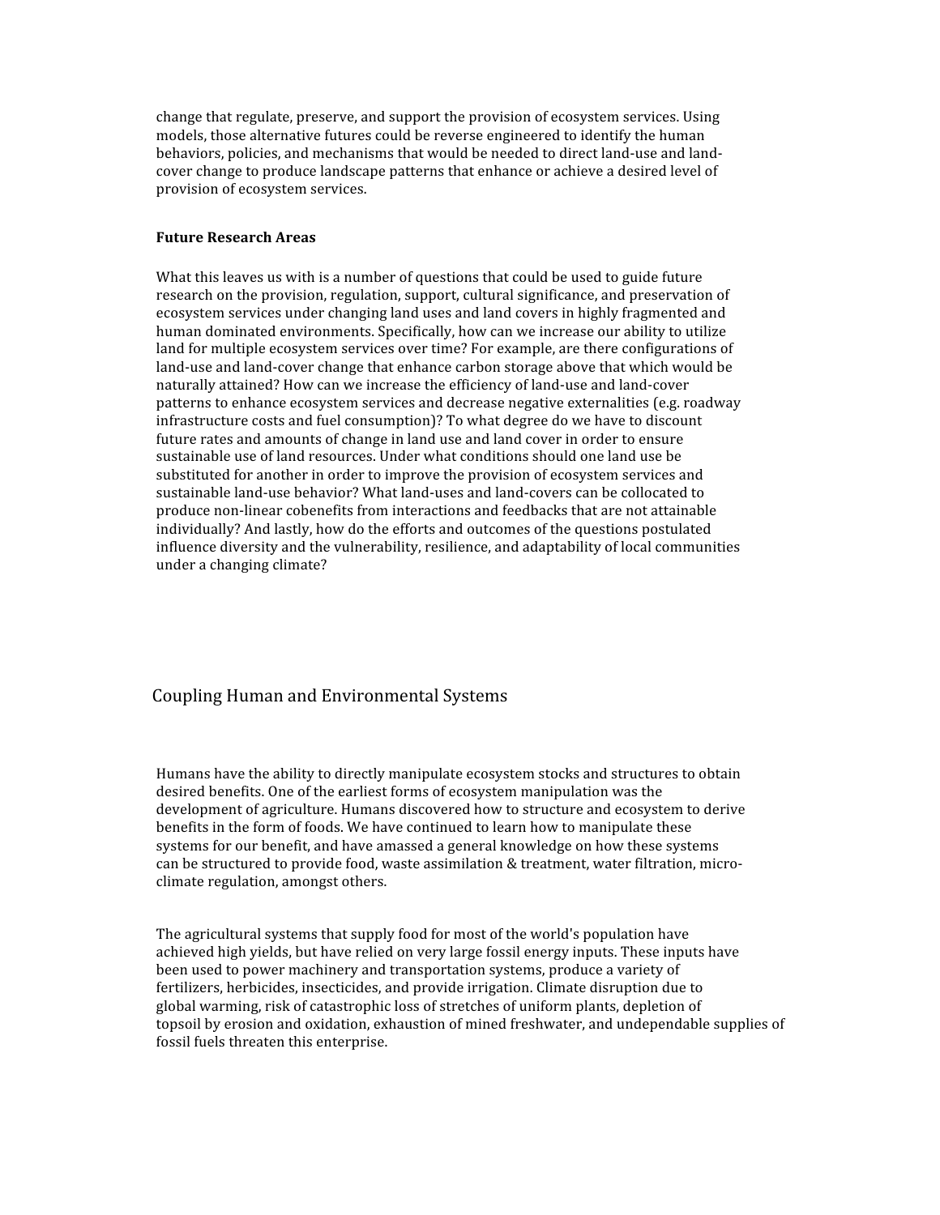change that regulate, preserve, and support the provision of ecosystem services. Using models, those alternative futures could be reverse engineered to identify the human behaviors, policies, and mechanisms that would be needed to direct land-use and land-cover change to produce landscape patterns that enhance or achieve a desired level of provision of ecosystem services.

**Future Research Areas**

What this leaves us with is a number of questions that could be used to guide future research on the provision, regulation, support, cultural significance, and preservation of ecosystem services under changing land uses and land covers in highly fragmented and human dominated environments. Specifically, how can we increase our ability to utilize land for multiple ecosystem services over time? For example, are there configurations of land-use and land-cover change that enhance carbon storage above that which would be naturally attained? How can we increase the efficiency of land-use and land-cover patterns to enhance ecosystem services and decrease negative externalities (e.g. roadway infrastructure costs and fuel consumption)? To what degree do we have to discount future rates and amounts of change in land use and land cover in order to ensure sustainable use of land resources. Under what conditions should one land use be substituted for another in order to improve the provision of ecosystem services and sustainable land-use behavior? What land-uses and land-covers can be collocated to produce non-linear cobenefits from interactions and feedbacks that are not attainable individually? And lastly, how do the efforts and outcomes of the questions postulated influence diversity and the vulnerability, resilience, and adaptability of local communities under a changing climate?

## Coupling Human and Environmental Systems

Humans have the ability to directly manipulate ecosystem stocks and structures to obtain desired benefits. One of the earliest forms of ecosystem manipulation was the development of agriculture. Humans discovered how to structure and ecosystem to derive benefits in the form of foods. We have continued to learn how to manipulate these systems for our benefit, and have amassed a general knowledge on how these systems can be structured to provide food, waste assimilation & treatment, water filtration, micro-climate regulation, amongst others.

The agricultural systems that supply food for most of the world's population have achieved high yields, but have relied on very large fossil energy inputs. These inputs have been used to power machinery and transportation systems, produce a variety of fertilizers, herbicides, insecticides, and provide irrigation. Climate disruption due to global warming, risk of catastrophic loss of stretches of uniform plants, depletion of topsoil by erosion and oxidation, exhaustion of mined freshwater, and undependable supplies of fossil fuels threaten this enterprise.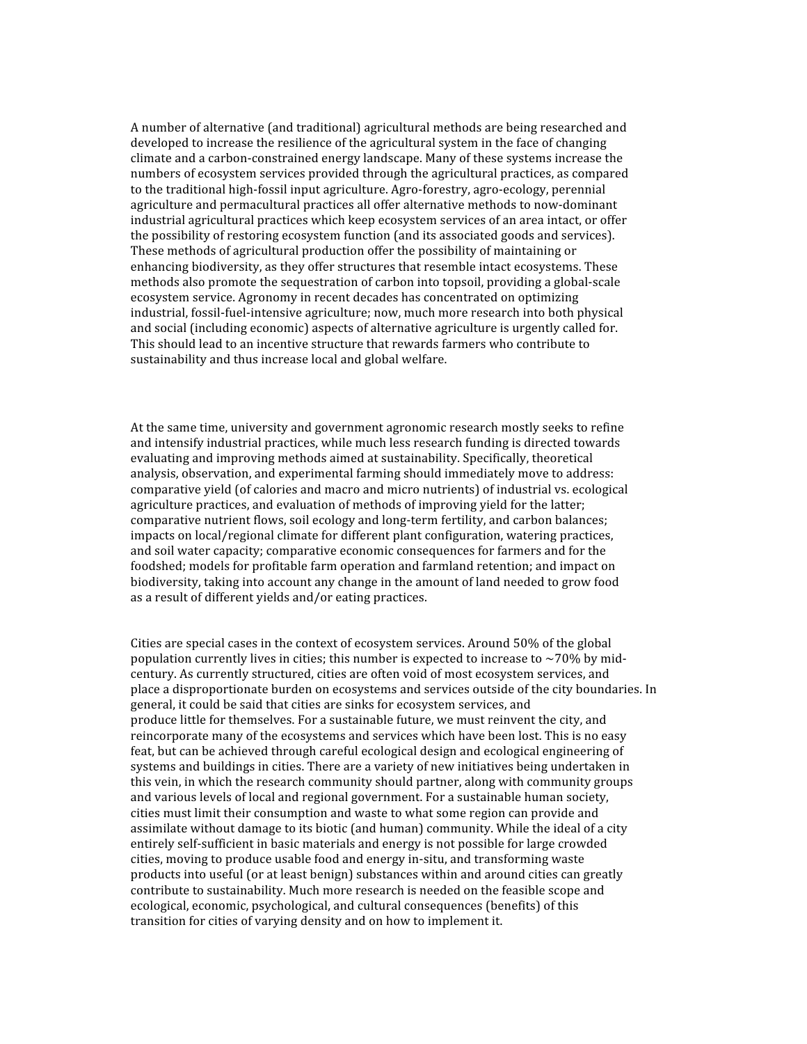A number of alternative (and traditional) agricultural methods are being researched and developed to increase the resilience of the agricultural system in the face of changing climate and a carbon-constrained energy landscape. Many of these systems increase the numbers of ecosystem services provided through the agricultural practices, as compared to the traditional high-fossil input agriculture. Agro-forestry, agro-ecology, perennial agriculture and permacultural practices all offer alternative methods to now-dominant industrial agricultural practices which keep ecosystem services of an area intact, or offer the possibility of restoring ecosystem function (and its associated goods and services). These methods of agricultural production offer the possibility of maintaining or enhancing biodiversity, as they offer structures that resemble intact ecosystems. These methods also promote the sequestration of carbon into topsoil, providing a global-scale ecosystem service. Agronomy in recent decades has concentrated on optimizing industrial, fossil-fuel-intensive agriculture; now, much more research into both physical and social (including economic) aspects of alternative agriculture is urgently called for. This should lead to an incentive structure that rewards farmers who contribute to sustainability and thus increase local and global welfare.

At the same time, university and government agronomic research mostly seeks to refine and intensify industrial practices, while much less research funding is directed towards evaluating and improving methods aimed at sustainability. Specifically, theoretical analysis, observation, and experimental farming should immediately move to address: comparative yield (of calories and macro and micro nutrients) of industrial vs. ecological agriculture practices, and evaluation of methods of improving yield for the latter; comparative nutrient flows, soil ecology and long-term fertility, and carbon balances; impacts on local/regional climate for different plant configuration, watering practices, and soil water capacity; comparative economic consequences for farmers and for the foodshed; models for profitable farm operation and farmland retention; and impact on biodiversity, taking into account any change in the amount of land needed to grow food as a result of different yields and/or eating practices.

Cities are special cases in the context of ecosystem services. Around 50% of the global population currently lives in cities; this number is expected to increase to ~70% by mid-century. As currently structured, cities are often void of most ecosystem services, and place a disproportionate burden on ecosystems and services outside of the city boundaries. In general, it could be said that cities are sinks for ecosystem services, and produce little for themselves. For a sustainable future, we must reinvent the city, and reincorporate many of the ecosystems and services which have been lost. This is no easy feat, but can be achieved through careful ecological design and ecological engineering of systems and buildings in cities. There are a variety of new initiatives being undertaken in this vein, in which the research community should partner, along with community groups and various levels of local and regional government. For a sustainable human society, cities must limit their consumption and waste to what some region can provide and assimilate without damage to its biotic (and human) community. While the ideal of a city entirely self-sufficient in basic materials and energy is not possible for large crowded cities, moving to produce usable food and energy in-situ, and transforming waste products into useful (or at least benign) substances within and around cities can greatly contribute to sustainability. Much more research is needed on the feasible scope and ecological, economic, psychological, and cultural consequences (benefits) of this transition for cities of varying density and on how to implement it.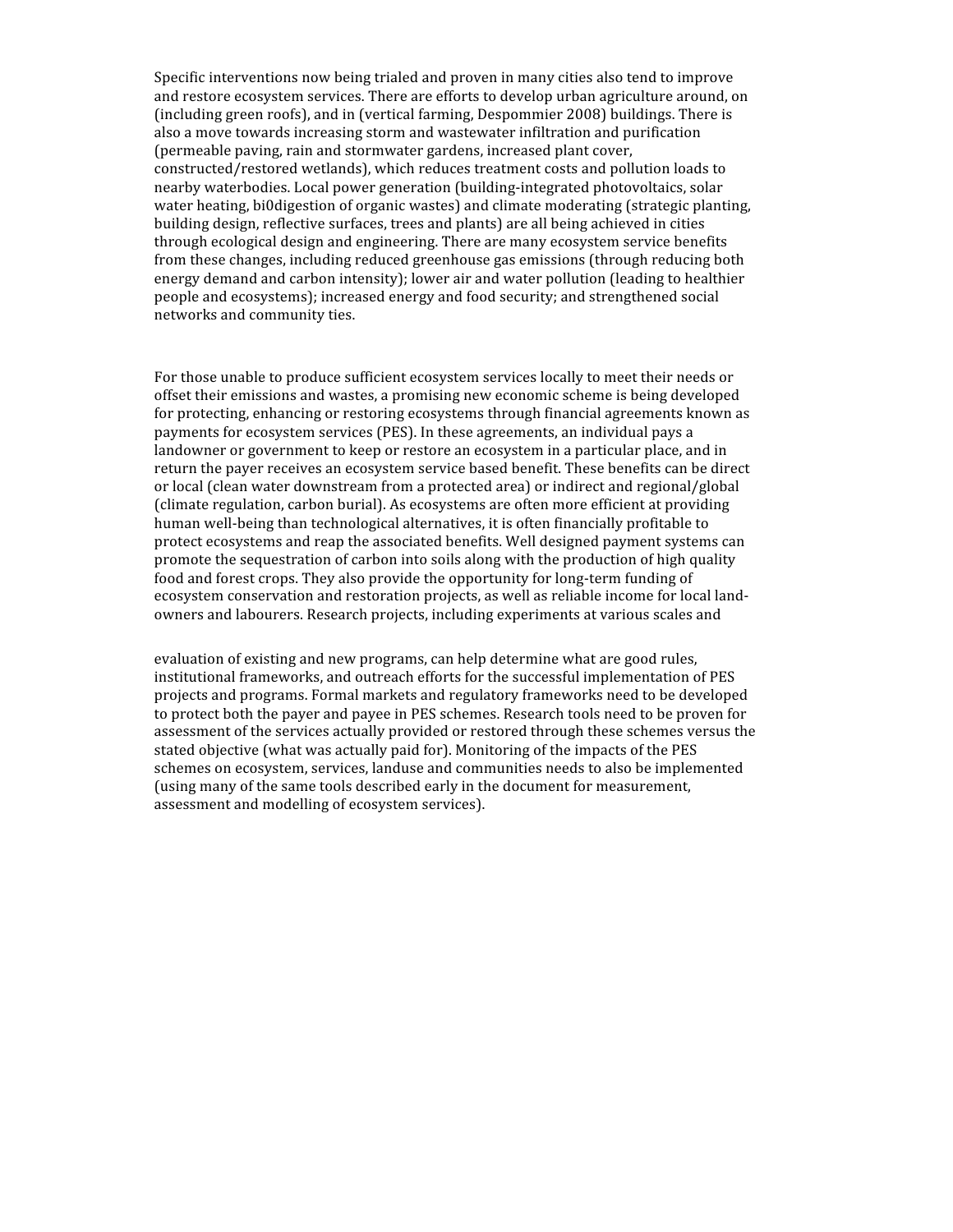Specific interventions now being trialed and proven in many cities also tend to improve and restore ecosystem services. There are efforts to develop urban agriculture around, on (including green roofs), and in (vertical farming, Despommier 2008) buildings. There is also a move towards increasing storm and wastewater infiltration and purification (permeable paving, rain and stormwater gardens, increased plant cover, constructed/restored wetlands), which reduces treatment costs and pollution loads to nearby waterbodies. Local power generation (building-integrated photovoltaics, solar water heating, bi0digestion of organic wastes) and climate moderating (strategic planting, building design, reflective surfaces, trees and plants) are all being achieved in cities through ecological design and engineering. There are many ecosystem service benefits from these changes, including reduced greenhouse gas emissions (through reducing both energy demand and carbon intensity); lower air and water pollution (leading to healthier people and ecosystems); increased energy and food security; and strengthened social networks and community ties.

For those unable to produce sufficient ecosystem services locally to meet their needs or offset their emissions and wastes, a promising new economic scheme is being developed for protecting, enhancing or restoring ecosystems through financial agreements known as payments for ecosystem services (PES). In these agreements, an individual pays a landowner or government to keep or restore an ecosystem in a particular place, and in return the payer receives an ecosystem service based benefit. These benefits can be direct or local (clean water downstream from a protected area) or indirect and regional/global (climate regulation, carbon burial). As ecosystems are often more efficient at providing human well-being than technological alternatives, it is often financially profitable to protect ecosystems and reap the associated benefits. Well designed payment systems can promote the sequestration of carbon into soils along with the production of high quality food and forest crops. They also provide the opportunity for long-term funding of ecosystem conservation and restoration projects, as well as reliable income for local land-owners and labourers. Research projects, including experiments at various scales and evaluation of existing and new programs, can help determine what are good rules, institutional frameworks, and outreach efforts for the successful implementation of PES projects and programs. Formal markets and regulatory frameworks need to be developed to protect both the payer and payee in PES schemes. Research tools need to be proven for assessment of the services actually provided or restored through these schemes versus the stated objective (what was actually paid for). Monitoring of the impacts of the PES schemes on ecosystem, services, landuse and communities needs to also be implemented (using many of the same tools described early in the document for measurement, assessment and modelling of ecosystem services).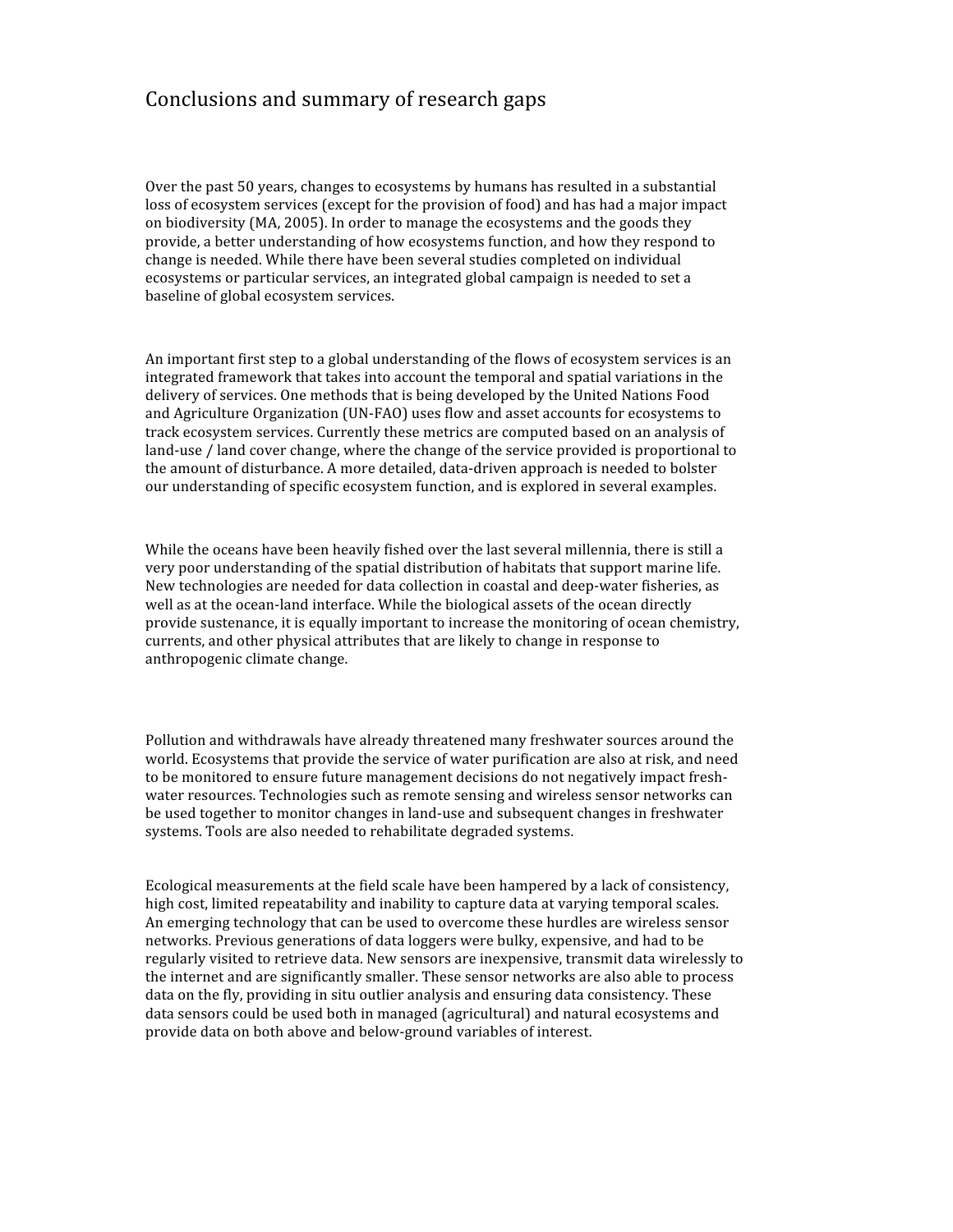# Conclusions and summary of research gaps

Over the past 50 years, changes to ecosystems by humans has resulted in a substantial loss of ecosystem services (except for the provision of food) and has had a major impact on biodiversity (MA, 2005). In order to manage the ecosystems and the goods they provide, a better understanding of how ecosystems function, and how they respond to change is needed. While there have been several studies completed on individual ecosystems or particular services, an integrated global campaign is needed to set a baseline of global ecosystem services.

An important first step to a global understanding of the flows of ecosystem services is an integrated framework that takes into account the temporal and spatial variations in the delivery of services. One methods that is being developed by the United Nations Food and Agriculture Organization (UN-FAO) uses flow and asset accounts for ecosystems to track ecosystem services. Currently these metrics are computed based on an analysis of land-use / land cover change, where the change of the service provided is proportional to the amount of disturbance. A more detailed, data-driven approach is needed to bolster our understanding of specific ecosystem function, and is explored in several examples.

While the oceans have been heavily fished over the last several millennia, there is still a very poor understanding of the spatial distribution of habitats that support marine life. New technologies are needed for data collection in coastal and deep-water fisheries, as well as at the ocean-land interface. While the biological assets of the ocean directly provide sustenance, it is equally important to increase the monitoring of ocean chemistry, currents, and other physical attributes that are likely to change in response to anthropogenic climate change.

Pollution and withdrawals have already threatened many freshwater sources around the world. Ecosystems that provide the service of water purification are also at risk, and need to be monitored to ensure future management decisions do not negatively impact fresh-water resources. Technologies such as remote sensing and wireless sensor networks can be used together to monitor changes in land-use and subsequent changes in freshwater systems. Tools are also needed to rehabilitate degraded systems.

Ecological measurements at the field scale have been hampered by a lack of consistency, high cost, limited repeatability and inability to capture data at varying temporal scales. An emerging technology that can be used to overcome these hurdles are wireless sensor networks. Previous generations of data loggers were bulky, expensive, and had to be regularly visited to retrieve data. New sensors are inexpensive, transmit data wirelessly to the internet and are significantly smaller. These sensor networks are also able to process data on the fly, providing in situ outlier analysis and ensuring data consistency. These data sensors could be used both in managed (agricultural) and natural ecosystems and provide data on both above and below-ground variables of interest.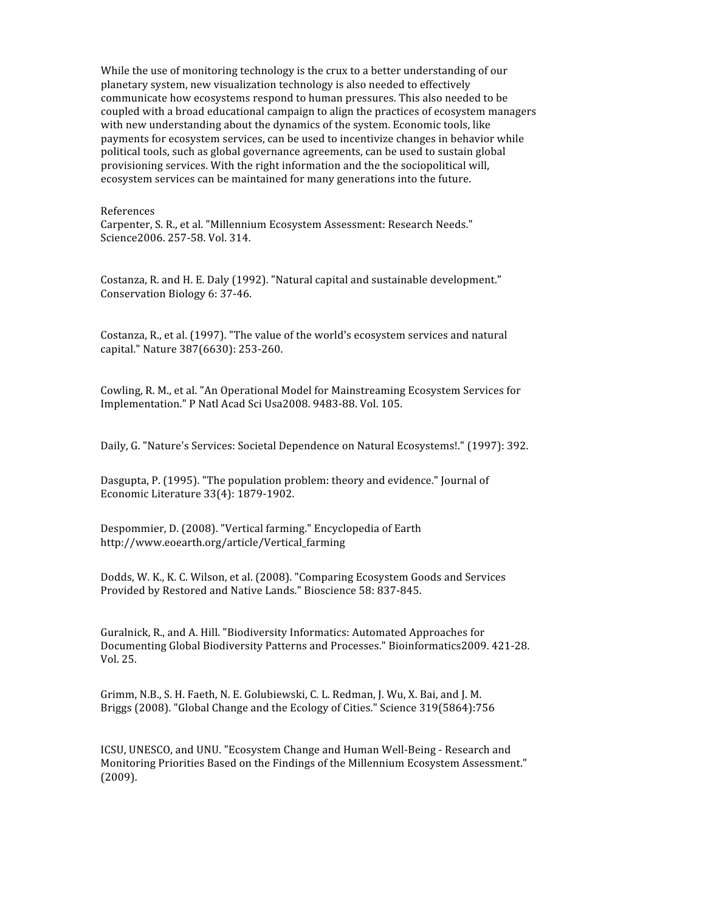While the use of monitoring technology is the crux to a better understanding of our planetary system, new visualization technology is also needed to effectively communicate how ecosystems respond to human pressures. This also needed to be coupled with a broad educational campaign to align the practices of ecosystem managers with new understanding about the dynamics of the system. Economic tools, like payments for ecosystem services, can be used to incentivize changes in behavior while political tools, such as global governance agreements, can be used to sustain global provisioning services. With the right information and the the sociopolitical will, ecosystem services can be maintained for many generations into the future.

References

Carpenter, S. R., et al. "Millennium Ecosystem Assessment: Research Needs." Science2006. 257-58. Vol. 314.

Costanza, R. and H. E. Daly (1992). "Natural capital and sustainable development." Conservation Biology 6: 37-46.

Costanza, R., et al. (1997). "The value of the world's ecosystem services and natural capital." Nature 387(6630): 253-260.

Cowling, R. M., et al. "An Operational Model for Mainstreaming Ecosystem Services for Implementation." P Natl Acad Sci Usa2008. 9483-88. Vol. 105.

Daily, G. "Nature's Services: Societal Dependence on Natural Ecosystems!." (1997): 392.

Dasgupta, P. (1995). "The population problem: theory and evidence." Journal of Economic Literature 33(4): 1879-1902.

Despommier, D. (2008). "Vertical farming." Encyclopedia of Earth http://www.eoearth.org/article/Vertical_farming

Dodds, W. K., K. C. Wilson, et al. (2008). "Comparing Ecosystem Goods and Services Provided by Restored and Native Lands." Bioscience 58: 837-845.

Guralnick, R., and A. Hill. "Biodiversity Informatics: Automated Approaches for Documenting Global Biodiversity Patterns and Processes." Bioinformatics2009. 421-28. Vol. 25.

Grimm, N.B., S. H. Faeth, N. E. Golubiewski, C. L. Redman, J. Wu, X. Bai, and J. M. Briggs (2008). "Global Change and the Ecology of Cities." Science 319(5864):756

ICSU, UNESCO, and UNU. "Ecosystem Change and Human Well-Being - Research and Monitoring Priorities Based on the Findings of the Millennium Ecosystem Assessment." (2009).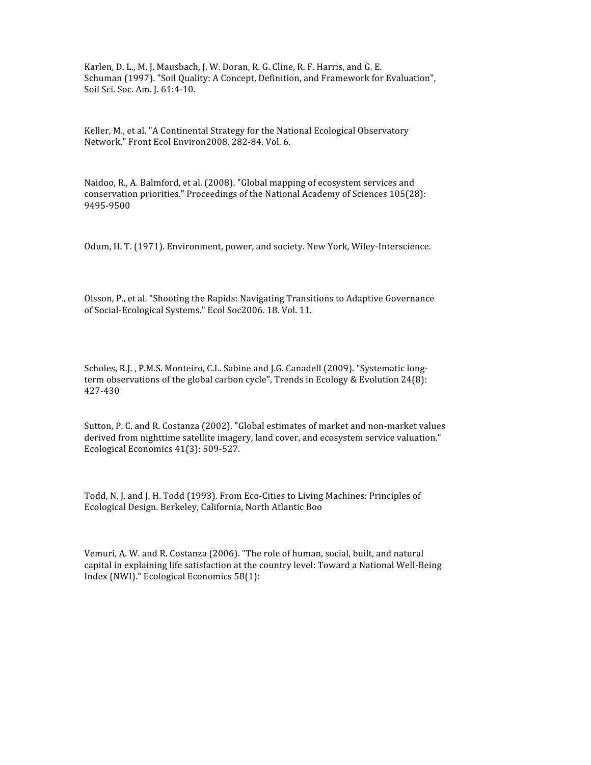Karlen, D. L., M. J. Mausbach, J. W. Doran, R. G. Cline, R. F. Harris, and G. E. Schuman (1997). "Soil Quality: A Concept, Definition, and Framework for Evaluation", Soil Sci. Soc. Am. J. 61:4-10.

Keller, M., et al. "A Continental Strategy for the National Ecological Observatory Network." Front Ecol Environ2008. 282-84. Vol. 6.

Naidoo, R., A. Balmford, et al. (2008). "Global mapping of ecosystem services and conservation priorities." Proceedings of the National Academy of Sciences 105(28): 9495-9500

Odum, H. T. (1971). Environment, power, and society. New York, Wiley-Interscience.

Olsson, P., et al. "Shooting the Rapids: Navigating Transitions to Adaptive Governance of Social-Ecological Systems." Ecol Soc2006. 18. Vol. 11.

Scholes, R.J. , P.M.S. Monteiro, C.L. Sabine and J.G. Canadell (2009). "Systematic long-term observations of the global carbon cycle", Trends in Ecology & Evolution 24(8): 427-430

Sutton, P. C. and R. Costanza (2002). "Global estimates of market and non-market values derived from nighttime satellite imagery, land cover, and ecosystem service valuation." Ecological Economics 41(3): 509-527.

Todd, N. J. and J. H. Todd (1993). From Eco-Cities to Living Machines: Principles of Ecological Design. Berkeley, California, North Atlantic Boo

Vemuri, A. W. and R. Costanza (2006). "The role of human, social, built, and natural capital in explaining life satisfaction at the country level: Toward a National Well-Being Index (NWI)." Ecological Economics 58(1):